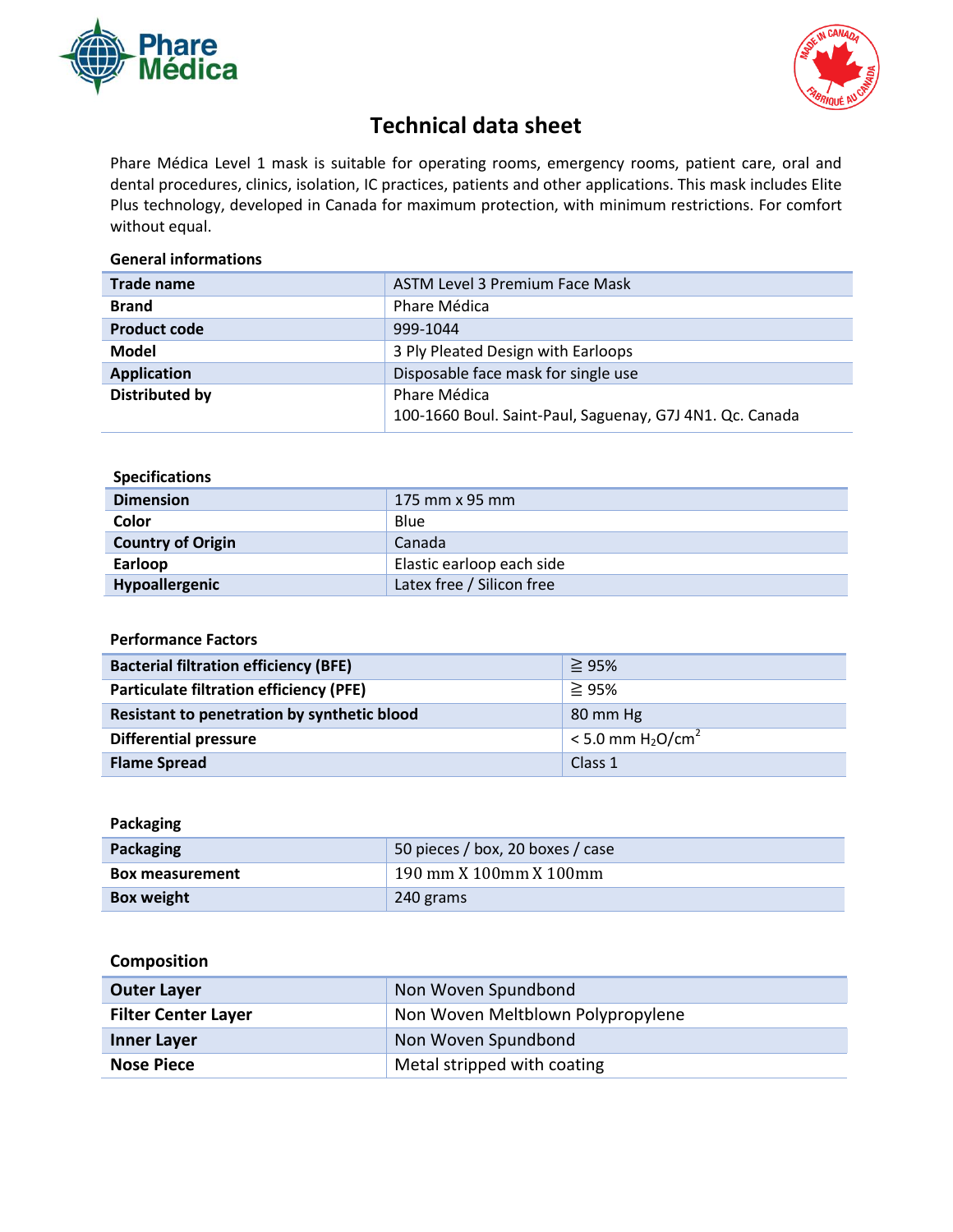# Technical data sheet

Phare Médica Level 1 mask is suitable for operating rooms, emergency rooms, patient care, oral and dental procedures, clinics, isolation, IC practices, patients and other applications. This mask includes Elite Plus technology, developed in Canada for maximum protection, with minimum restrictions. For comfort without equal.

### General informations

| | |
|---|---|
| **Trade name** | ASTM Level 3 Premium Face Mask |
| **Brand** | Phare Médica |
| **Product code** | 999-1044 |
| **Model** | 3 Ply Pleated Design with Earloops |
| **Application** | Disposable face mask for single use |
| **Distributed by** | Phare Médica<br>100-1660 Boul. Saint-Paul, Saguenay, G7J 4N1. Qc. Canada |

### Specifications

| | |
|---|---|
| **Dimension** | 175 mm x 95 mm |
| **Color** | Blue |
| **Country of Origin** | Canada |
| **Earloop** | Elastic earloop each side |
| **Hypoallergenic** | Latex free / Silicon free |

### Performance Factors

| | |
|---|---|
| **Bacterial filtration efficiency (BFE)** | ≧ 95% |
| **Particulate filtration efficiency (PFE)** | ≧ 95% |
| **Resistant to penetration by synthetic blood** | 80 mm Hg |
| **Differential pressure** | < 5.0 mm $H_2O/cm^2$ |
| **Flame Spread** | Class 1 |

### Packaging

| | |
|---|---|
| **Packaging** | 50 pieces / box, 20 boxes / case |
| **Box measurement** | 190 mm X 100mm X 100mm |
| **Box weight** | 240 grams |

### Composition

| | |
|---|---|
| **Outer Layer** | Non Woven Spundbond |
| **Filter Center Layer** | Non Woven Meltblown Polypropylene |
| **Inner Layer** | Non Woven Spundbond |
| **Nose Piece** | Metal stripped with coating |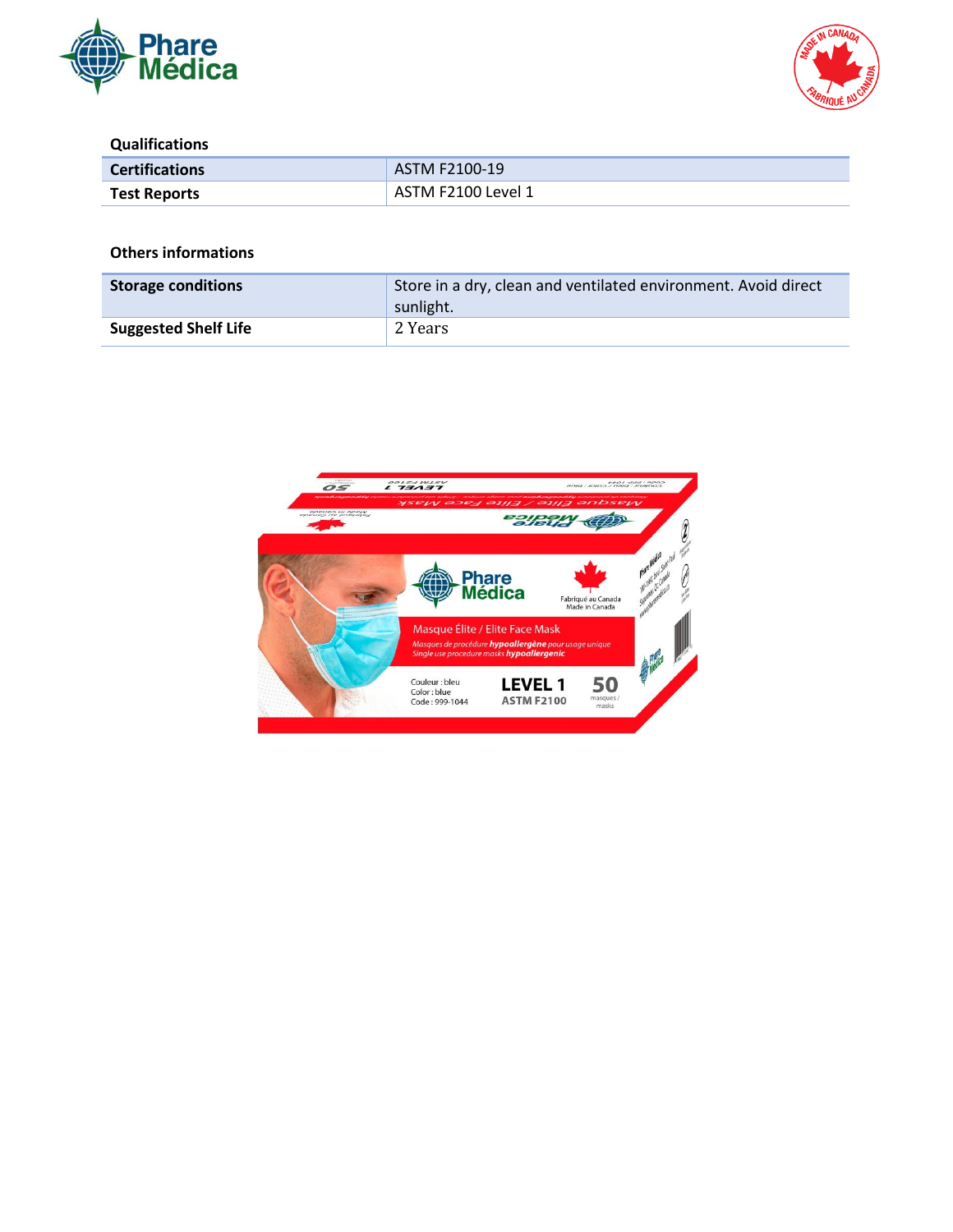### Qualifications

| | |
|---|---|
| **Certifications** | ASTM F2100-19 |
| **Test Reports** | ASTM F2100 Level 1 |

### Others informations

| | |
|---|---|
| **Storage conditions** | Store in a dry, clean and ventilated environment. Avoid direct sunlight. |
| **Suggested Shelf Life** | 2 Years |